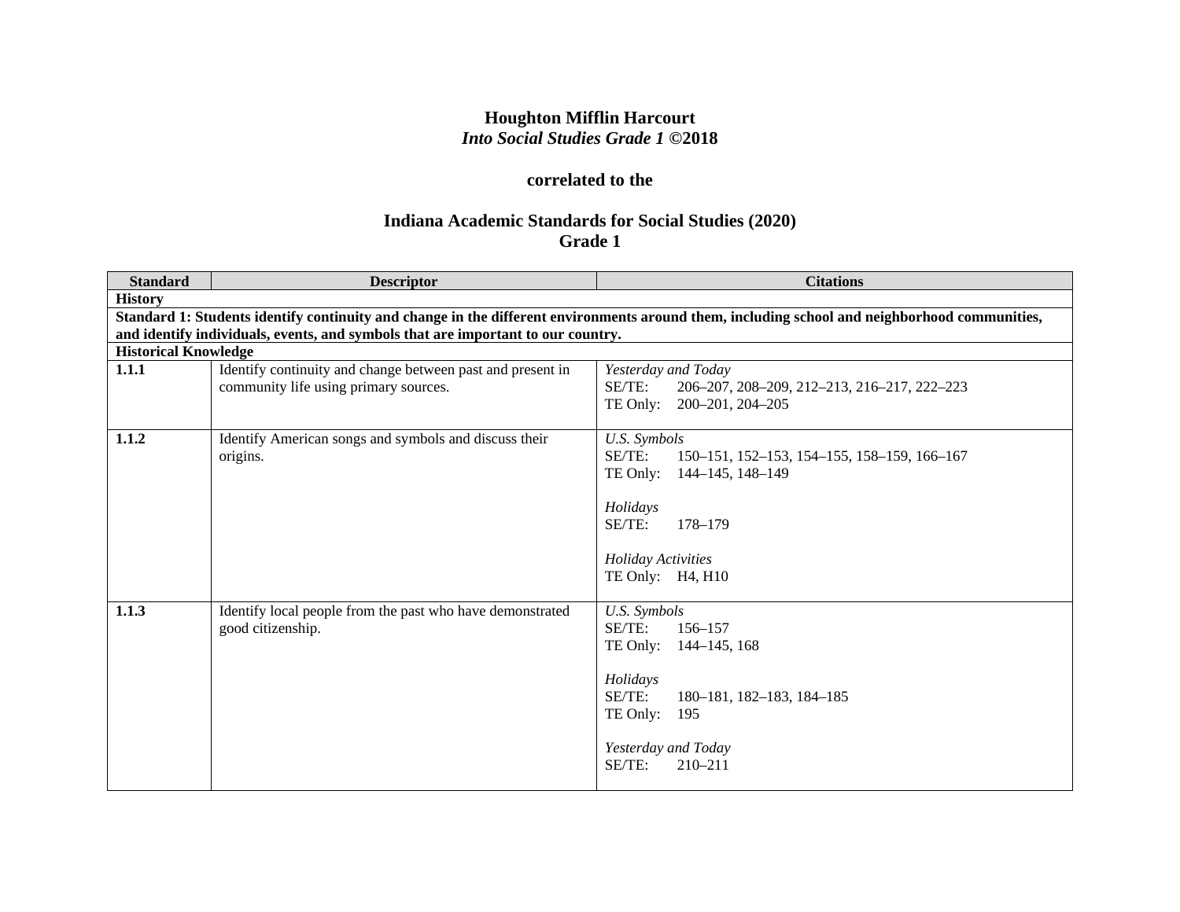**Houghton Mifflin Harcourt**
***Into Social Studies Grade 1* ©2018**

**correlated to the**

**Indiana Academic Standards for Social Studies (2020)**
**Grade 1**

| Standard | Descriptor | Citations |
|---|---|---|
| **History** | | |
| **Standard 1: Students identify continuity and change in the different environments around them, including school and neighborhood communities, and identify individuals, events, and symbols that are important to our country.** | | |
| **Historical Knowledge** | | |
| **1.1.1** | Identify continuity and change between past and present in community life using primary sources. | *Yesterday and Today*<br>SE/TE: 206–207, 208–209, 212–213, 216–217, 222–223<br>TE Only: 200–201, 204–205 |
| **1.1.2** | Identify American songs and symbols and discuss their origins. | *U.S. Symbols*<br>SE/TE: 150–151, 152–153, 154–155, 158–159, 166–167<br>TE Only: 144–145, 148–149<br><br>*Holidays*<br>SE/TE: 178–179<br><br>*Holiday Activities*<br>TE Only: H4, H10 |
| **1.1.3** | Identify local people from the past who have demonstrated good citizenship. | *U.S. Symbols*<br>SE/TE: 156–157<br>TE Only: 144–145, 168<br><br>*Holidays*<br>SE/TE: 180–181, 182–183, 184–185<br>TE Only: 195<br><br>*Yesterday and Today*<br>SE/TE: 210–211 |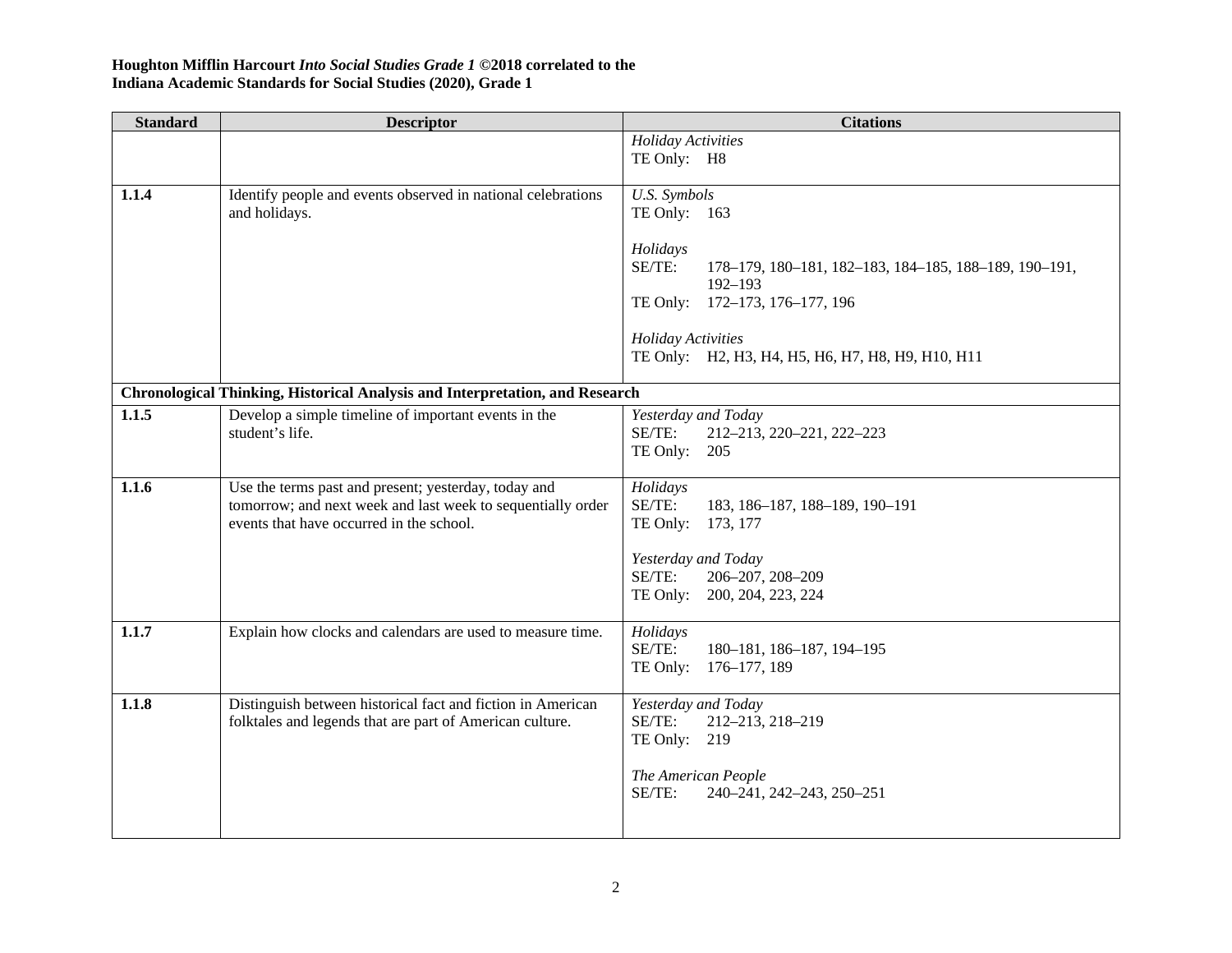**Houghton Mifflin Harcourt *Into Social Studies Grade 1* ©2018 correlated to the**
**Indiana Academic Standards for Social Studies (2020), Grade 1**

| Standard | Descriptor | Citations |
|---|---|---|
| | | *Holiday Activities*<br>TE Only: H8 |
| **1.1.4** | Identify people and events observed in national celebrations and holidays. | *U.S. Symbols*<br>TE Only: 163<br><br>*Holidays*<br>SE/TE: 178–179, 180–181, 182–183, 184–185, 188–189, 190–191, 192–193<br>TE Only: 172–173, 176–177, 196<br><br>*Holiday Activities*<br>TE Only: H2, H3, H4, H5, H6, H7, H8, H9, H10, H11 |
| **Chronological Thinking, Historical Analysis and Interpretation, and Research** | | |
| **1.1.5** | Develop a simple timeline of important events in the student's life. | *Yesterday and Today*<br>SE/TE: 212–213, 220–221, 222–223<br>TE Only: 205 |
| **1.1.6** | Use the terms past and present; yesterday, today and tomorrow; and next week and last week to sequentially order events that have occurred in the school. | *Holidays*<br>SE/TE: 183, 186–187, 188–189, 190–191<br>TE Only: 173, 177<br><br>*Yesterday and Today*<br>SE/TE: 206–207, 208–209<br>TE Only: 200, 204, 223, 224 |
| **1.1.7** | Explain how clocks and calendars are used to measure time. | *Holidays*<br>SE/TE: 180–181, 186–187, 194–195<br>TE Only: 176–177, 189 |
| **1.1.8** | Distinguish between historical fact and fiction in American folktales and legends that are part of American culture. | *Yesterday and Today*<br>SE/TE: 212–213, 218–219<br>TE Only: 219<br><br>*The American People*<br>SE/TE: 240–241, 242–243, 250–251 |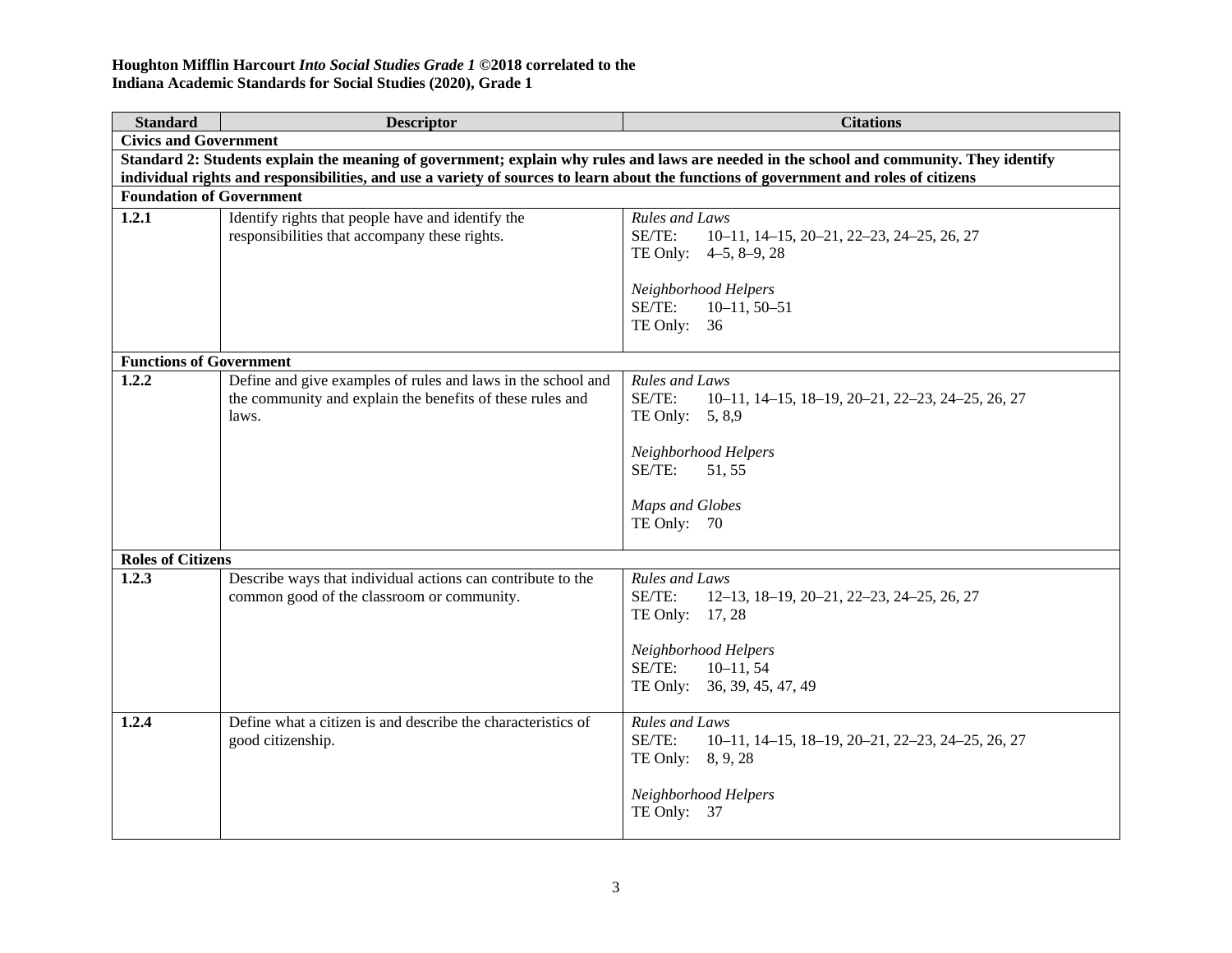**Houghton Mifflin Harcourt *Into Social Studies Grade 1* ©2018 correlated to the**
**Indiana Academic Standards for Social Studies (2020), Grade 1**

| Standard | Descriptor | Citations |
|---|---|---|
| **Civics and Government** | | |
| **Standard 2: Students explain the meaning of government; explain why rules and laws are needed in the school and community. They identify individual rights and responsibilities, and use a variety of sources to learn about the functions of government and roles of citizens** | | |
| **Foundation of Government** | | |
| **1.2.1** | Identify rights that people have and identify the responsibilities that accompany these rights. | *Rules and Laws*<br>SE/TE: 10–11, 14–15, 20–21, 22–23, 24–25, 26, 27<br>TE Only: 4–5, 8–9, 28<br><br>*Neighborhood Helpers*<br>SE/TE: 10–11, 50–51<br>TE Only: 36 |
| **Functions of Government** | | |
| **1.2.2** | Define and give examples of rules and laws in the school and the community and explain the benefits of these rules and laws. | *Rules and Laws*<br>SE/TE: 10–11, 14–15, 18–19, 20–21, 22–23, 24–25, 26, 27<br>TE Only: 5, 8,9<br><br>*Neighborhood Helpers*<br>SE/TE: 51, 55<br><br>*Maps and Globes*<br>TE Only: 70 |
| **Roles of Citizens** | | |
| **1.2.3** | Describe ways that individual actions can contribute to the common good of the classroom or community. | *Rules and Laws*<br>SE/TE: 12–13, 18–19, 20–21, 22–23, 24–25, 26, 27<br>TE Only: 17, 28<br><br>*Neighborhood Helpers*<br>SE/TE: 10–11, 54<br>TE Only: 36, 39, 45, 47, 49 |
| **1.2.4** | Define what a citizen is and describe the characteristics of good citizenship. | *Rules and Laws*<br>SE/TE: 10–11, 14–15, 18–19, 20–21, 22–23, 24–25, 26, 27<br>TE Only: 8, 9, 28<br><br>*Neighborhood Helpers*<br>TE Only: 37 |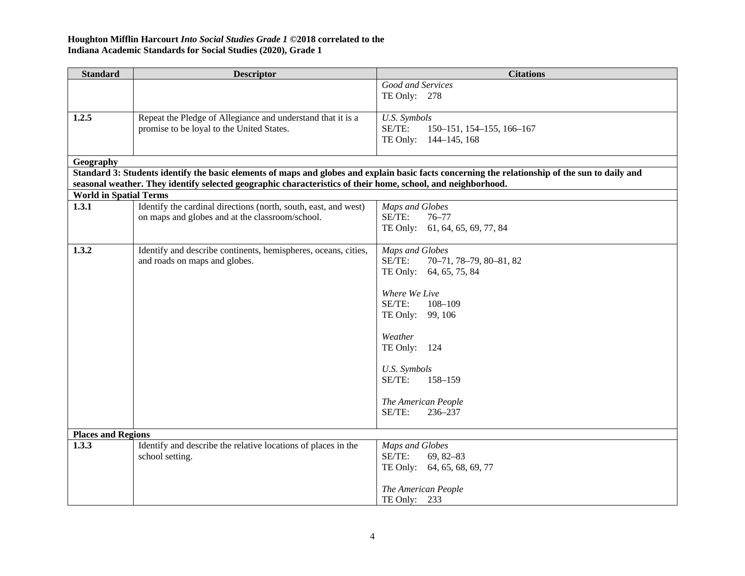**Houghton Mifflin Harcourt *Into Social Studies Grade 1* ©2018 correlated to the**
**Indiana Academic Standards for Social Studies (2020), Grade 1**

| Standard | Descriptor | Citations |
|---|---|---|
| | | *Good and Services*<br>TE Only: 278 |
| **1.2.5** | Repeat the Pledge of Allegiance and understand that it is a promise to be loyal to the United States. | *U.S. Symbols*<br>SE/TE: 150–151, 154–155, 166–167<br>TE Only: 144–145, 168 |
| **Geography** | | |
| **Standard 3: Students identify the basic elements of maps and globes and explain basic facts concerning the relationship of the sun to daily and seasonal weather. They identify selected geographic characteristics of their home, school, and neighborhood.** | | |
| **World in Spatial Terms** | | |
| **1.3.1** | Identify the cardinal directions (north, south, east, and west) on maps and globes and at the classroom/school. | *Maps and Globes*<br>SE/TE: 76–77<br>TE Only: 61, 64, 65, 69, 77, 84 |
| **1.3.2** | Identify and describe continents, hemispheres, oceans, cities, and roads on maps and globes. | *Maps and Globes*<br>SE/TE: 70–71, 78–79, 80–81, 82<br>TE Only: 64, 65, 75, 84<br><br>*Where We Live*<br>SE/TE: 108–109<br>TE Only: 99, 106<br><br>*Weather*<br>TE Only: 124<br><br>*U.S. Symbols*<br>SE/TE: 158–159<br><br>*The American People*<br>SE/TE: 236–237 |
| **Places and Regions** | | |
| **1.3.3** | Identify and describe the relative locations of places in the school setting. | *Maps and Globes*<br>SE/TE: 69, 82–83<br>TE Only: 64, 65, 68, 69, 77<br><br>*The American People*<br>TE Only: 233 |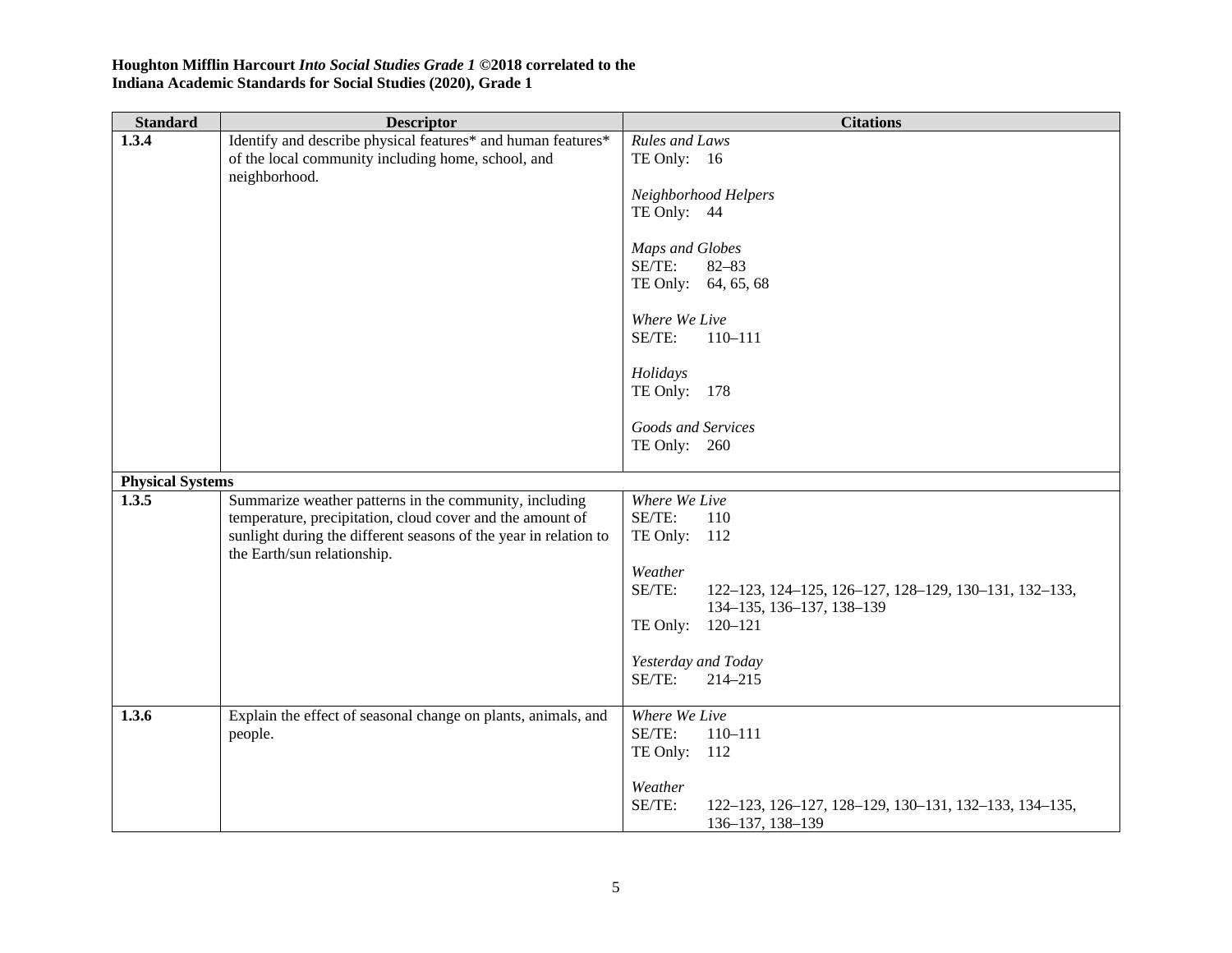**Houghton Mifflin Harcourt *Into Social Studies Grade 1* ©2018 correlated to the Indiana Academic Standards for Social Studies (2020), Grade 1**

| Standard | Descriptor | Citations |
|---|---|---|
| **1.3.4** | Identify and describe physical features* and human features* of the local community including home, school, and neighborhood. | *Rules and Laws*<br>TE Only: 16<br><br>*Neighborhood Helpers*<br>TE Only: 44<br><br>*Maps and Globes*<br>SE/TE: 82–83<br>TE Only: 64, 65, 68<br><br>*Where We Live*<br>SE/TE: 110–111<br><br>*Holidays*<br>TE Only: 178<br><br>*Goods and Services*<br>TE Only: 260 |
| **Physical Systems** | | |
| **1.3.5** | Summarize weather patterns in the community, including temperature, precipitation, cloud cover and the amount of sunlight during the different seasons of the year in relation to the Earth/sun relationship. | *Where We Live*<br>SE/TE: 110<br>TE Only: 112<br><br>*Weather*<br>SE/TE: 122–123, 124–125, 126–127, 128–129, 130–131, 132–133, 134–135, 136–137, 138–139<br>TE Only: 120–121<br><br>*Yesterday and Today*<br>SE/TE: 214–215 |
| **1.3.6** | Explain the effect of seasonal change on plants, animals, and people. | *Where We Live*<br>SE/TE: 110–111<br>TE Only: 112<br><br>*Weather*<br>SE/TE: 122–123, 126–127, 128–129, 130–131, 132–133, 134–135, 136–137, 138–139 |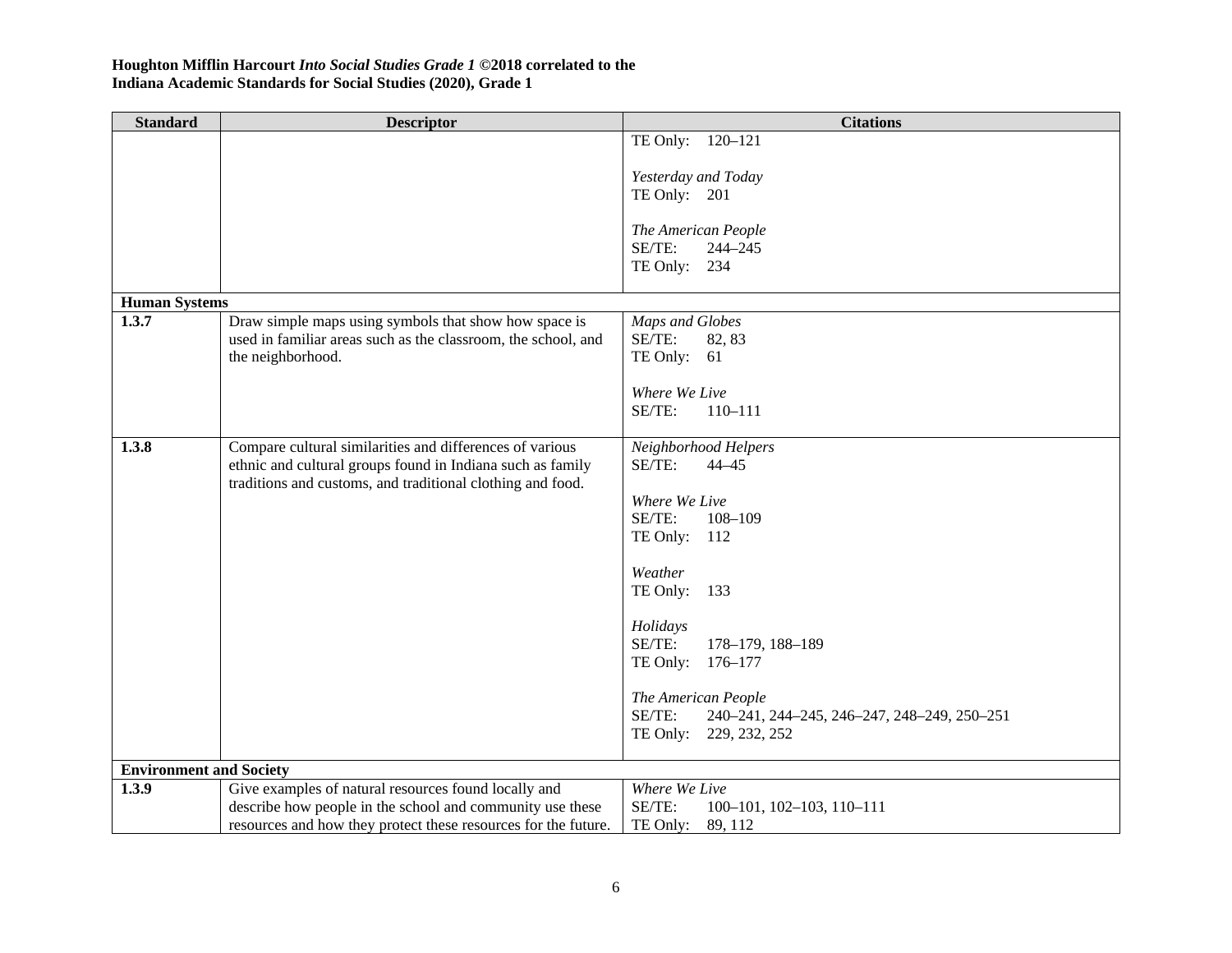**Houghton Mifflin Harcourt *Into Social Studies Grade 1* ©2018 correlated to the Indiana Academic Standards for Social Studies (2020), Grade 1**

| Standard | Descriptor | Citations |
|---|---|---|
| | | TE Only: 120–121<br><br>*Yesterday and Today*<br>TE Only: 201<br><br>*The American People*<br>SE/TE: 244–245<br>TE Only: 234 |
| **Human Systems** | | |
| **1.3.7** | Draw simple maps using symbols that show how space is used in familiar areas such as the classroom, the school, and the neighborhood. | *Maps and Globes*<br>SE/TE: 82, 83<br>TE Only: 61<br><br>*Where We Live*<br>SE/TE: 110–111 |
| **1.3.8** | Compare cultural similarities and differences of various ethnic and cultural groups found in Indiana such as family traditions and customs, and traditional clothing and food. | *Neighborhood Helpers*<br>SE/TE: 44–45<br><br>*Where We Live*<br>SE/TE: 108–109<br>TE Only: 112<br><br>*Weather*<br>TE Only: 133<br><br>*Holidays*<br>SE/TE: 178–179, 188–189<br>TE Only: 176–177<br><br>*The American People*<br>SE/TE: 240–241, 244–245, 246–247, 248–249, 250–251<br>TE Only: 229, 232, 252 |
| **Environment and Society** | | |
| **1.3.9** | Give examples of natural resources found locally and describe how people in the school and community use these resources and how they protect these resources for the future. | *Where We Live*<br>SE/TE: 100–101, 102–103, 110–111<br>TE Only: 89, 112 |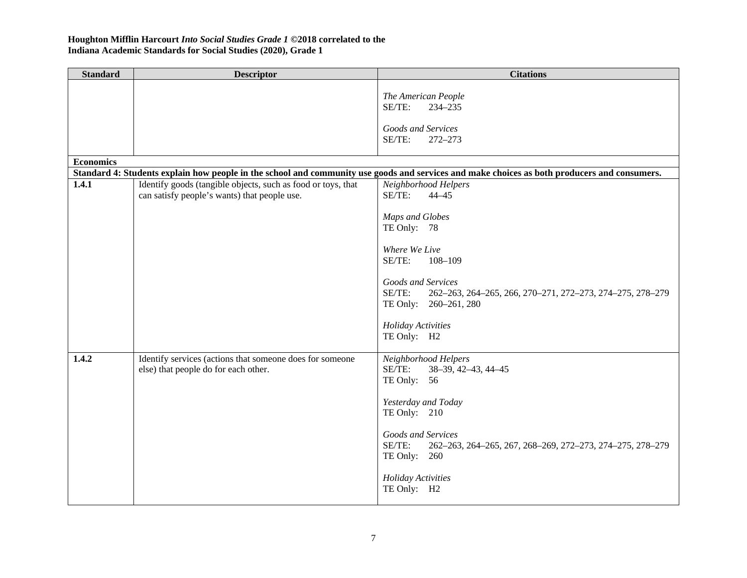**Houghton Mifflin Harcourt *Into Social Studies Grade 1* ©2018 correlated to the**
**Indiana Academic Standards for Social Studies (2020), Grade 1**

| Standard | Descriptor | Citations |
|---|---|---|
| | | *The American People*<br>SE/TE: 234–235<br><br>*Goods and Services*<br>SE/TE: 272–273 |
| **Economics** | | |
| **Standard 4: Students explain how people in the school and community use goods and services and make choices as both producers and consumers.** | | |
| **1.4.1** | Identify goods (tangible objects, such as food or toys, that can satisfy people's wants) that people use. | *Neighborhood Helpers*<br>SE/TE: 44–45<br><br>*Maps and Globes*<br>TE Only: 78<br><br>*Where We Live*<br>SE/TE: 108–109<br><br>*Goods and Services*<br>SE/TE: 262–263, 264–265, 266, 270–271, 272–273, 274–275, 278–279<br>TE Only: 260–261, 280<br><br>*Holiday Activities*<br>TE Only: H2 |
| **1.4.2** | Identify services (actions that someone does for someone else) that people do for each other. | *Neighborhood Helpers*<br>SE/TE: 38–39, 42–43, 44–45<br>TE Only: 56<br><br>*Yesterday and Today*<br>TE Only: 210<br><br>*Goods and Services*<br>SE/TE: 262–263, 264–265, 267, 268–269, 272–273, 274–275, 278–279<br>TE Only: 260<br><br>*Holiday Activities*<br>TE Only: H2 |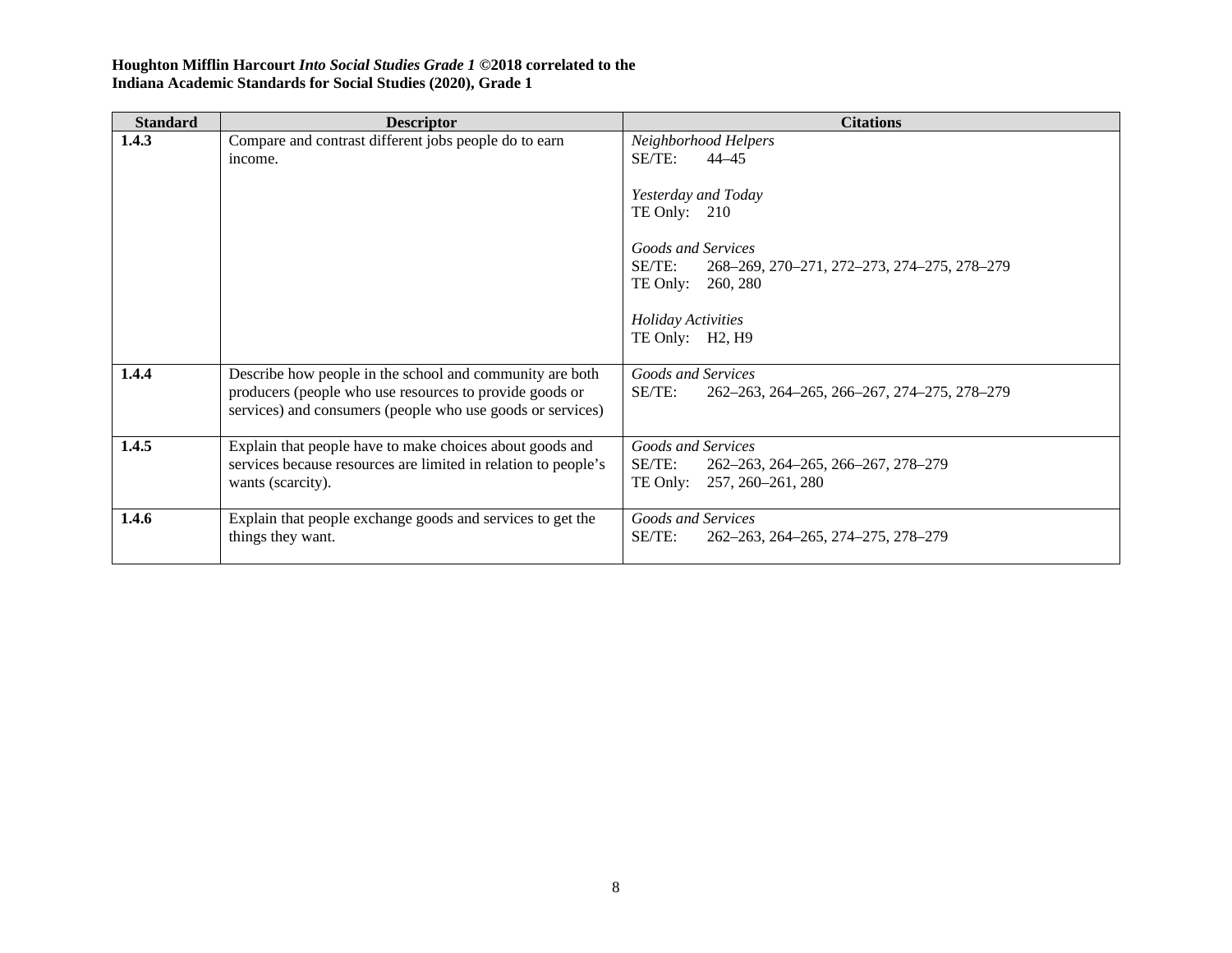**Houghton Mifflin Harcourt *Into Social Studies Grade 1* ©2018 correlated to the Indiana Academic Standards for Social Studies (2020), Grade 1**

| Standard | Descriptor | Citations |
|---|---|---|
| **1.4.3** | Compare and contrast different jobs people do to earn income. | *Neighborhood Helpers*<br>SE/TE: 44–45<br><br>*Yesterday and Today*<br>TE Only: 210<br><br>*Goods and Services*<br>SE/TE: 268–269, 270–271, 272–273, 274–275, 278–279<br>TE Only: 260, 280<br><br>*Holiday Activities*<br>TE Only: H2, H9 |
| **1.4.4** | Describe how people in the school and community are both producers (people who use resources to provide goods or services) and consumers (people who use goods or services) | *Goods and Services*<br>SE/TE: 262–263, 264–265, 266–267, 274–275, 278–279 |
| **1.4.5** | Explain that people have to make choices about goods and services because resources are limited in relation to people's wants (scarcity). | *Goods and Services*<br>SE/TE: 262–263, 264–265, 266–267, 278–279<br>TE Only: 257, 260–261, 280 |
| **1.4.6** | Explain that people exchange goods and services to get the things they want. | *Goods and Services*<br>SE/TE: 262–263, 264–265, 274–275, 278–279 |